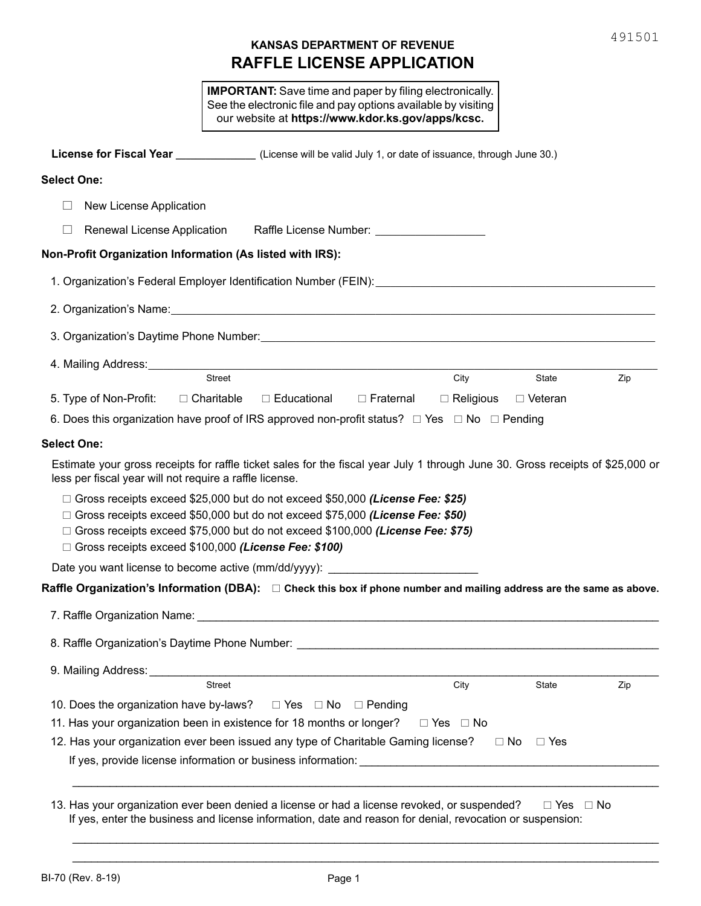491501

**KANSAS DEPARTMENT OF REVENUE**

# RAFFLE LICENSE APPLICATION

> **IMPORTANT:** Save time and paper by filing electronically. See the electronic file and pay options available by visiting our website at **https://www.kdor.ks.gov/apps/kcsc.**

**License for Fiscal Year** _____________ (License will be valid July 1, or date of issuance, through June 30.)

**Select One:**

☐ New License Application

☐ Renewal License Application  Raffle License Number: _________________

**Non-Profit Organization Information (As listed with IRS):**

1. Organization's Federal Employer Identification Number (FEIN): _______________

2. Organization's Name: _______________

3. Organization's Daytime Phone Number: _______________

4. Mailing Address: _______________
   Street   City   State   Zip

5. Type of Non-Profit: ☐ Charitable ☐ Educational ☐ Fraternal ☐ Religious ☐ Veteran

6. Does this organization have proof of IRS approved non-profit status? ☐ Yes ☐ No ☐ Pending

**Select One:**

Estimate your gross receipts for raffle ticket sales for the fiscal year July 1 through June 30. Gross receipts of $25,000 or less per fiscal year will not require a raffle license.

☐ Gross receipts exceed $25,000 but do not exceed $50,000 ***(License Fee: $25)***
☐ Gross receipts exceed $50,000 but do not exceed $75,000 ***(License Fee: $50)***
☐ Gross receipts exceed $75,000 but do not exceed $100,000 ***(License Fee: $75)***
☐ Gross receipts exceed $100,000 ***(License Fee: $100)***

Date you want license to become active (mm/dd/yyyy): _______________________

**Raffle Organization's Information (DBA):** ☐ **Check this box if phone number and mailing address are the same as above.**

7. Raffle Organization Name: _______________

8. Raffle Organization's Daytime Phone Number: _______________

9. Mailing Address: _______________
   Street   City   State   Zip

10. Does the organization have by-laws? ☐ Yes ☐ No ☐ Pending

11. Has your organization been in existence for 18 months or longer? ☐ Yes ☐ No

12. Has your organization ever been issued any type of Charitable Gaming license? ☐ No ☐ Yes
    If yes, provide license information or business information: _______________
    _______________

13. Has your organization ever been denied a license or had a license revoked, or suspended? ☐ Yes ☐ No
    If yes, enter the business and license information, date and reason for denial, revocation or suspension:
    _______________
    _______________

BI-70 (Rev. 8-19)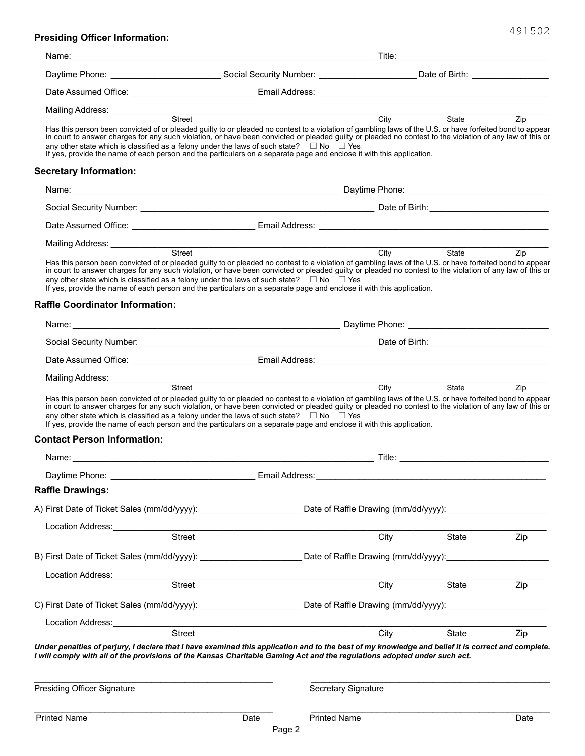491502

**Presiding Officer Information:**

Name: ______________________________ Title: ______________________________

Daytime Phone: ____________________ Social Security Number: ____________________ Date of Birth: ________________

Date Assumed Office: ____________________ Email Address: ______________________________

Mailing Address: ______________________________________________________________
Street City State Zip

Has this person been convicted of or pleaded guilty to or pleaded no contest to a violation of gambling laws of the U.S. or have forfeited bond to appear in court to answer charges for any such violation, or have been convicted or pleaded guilty or pleaded no contest to the violation of any law of this or any other state which is classified as a felony under the laws of such state? ☐ No ☐ Yes

If yes, provide the name of each person and the particulars on a separate page and enclose it with this application.

**Secretary Information:**

Name: ______________________________ Daytime Phone: ______________________________

Social Security Number: ______________________________ Date of Birth: ____________________

Date Assumed Office: ____________________ Email Address: ______________________________

Mailing Address: ______________________________________________________________
Street City State Zip

Has this person been convicted of or pleaded guilty to or pleaded no contest to a violation of gambling laws of the U.S. or have forfeited bond to appear in court to answer charges for any such violation, or have been convicted or pleaded guilty or pleaded no contest to the violation of any law of this or any other state which is classified as a felony under the laws of such state? ☐ No ☐ Yes

If yes, provide the name of each person and the particulars on a separate page and enclose it with this application.

**Raffle Coordinator Information:**

Name: ______________________________ Daytime Phone: ______________________________

Social Security Number: ______________________________ Date of Birth: ____________________

Date Assumed Office: ____________________ Email Address: ______________________________

Mailing Address: ______________________________________________________________
Street City State Zip

Has this person been convicted of or pleaded guilty to or pleaded no contest to a violation of gambling laws of the U.S. or have forfeited bond to appear in court to answer charges for any such violation, or have been convicted or pleaded guilty or pleaded no contest to the violation of any law of this or any other state which is classified as a felony under the laws of such state? ☐ No ☐ Yes

If yes, provide the name of each person and the particulars on a separate page and enclose it with this application.

**Contact Person Information:**

Name: ______________________________ Title: ______________________________

Daytime Phone: ____________________ Email Address: ______________________________

**Raffle Drawings:**

A) First Date of Ticket Sales (mm/dd/yyyy): ____________________ Date of Raffle Drawing (mm/dd/yyyy): ____________________

Location Address: ______________________________________________________________
Street City State Zip

B) First Date of Ticket Sales (mm/dd/yyyy): ____________________ Date of Raffle Drawing (mm/dd/yyyy): ____________________

Location Address: ______________________________________________________________
Street City State Zip

C) First Date of Ticket Sales (mm/dd/yyyy): ____________________ Date of Raffle Drawing (mm/dd/yyyy): ____________________

Location Address: ______________________________________________________________
Street City State Zip

***Under penalties of perjury, I declare that I have examined this application and to the best of my knowledge and belief it is correct and complete. I will comply with all of the provisions of the Kansas Charitable Gaming Act and the regulations adopted under such act.***

______________________________ ______________________________
Presiding Officer Signature Secretary Signature

______________________________ ______________________________
Printed Name Date Printed Name Date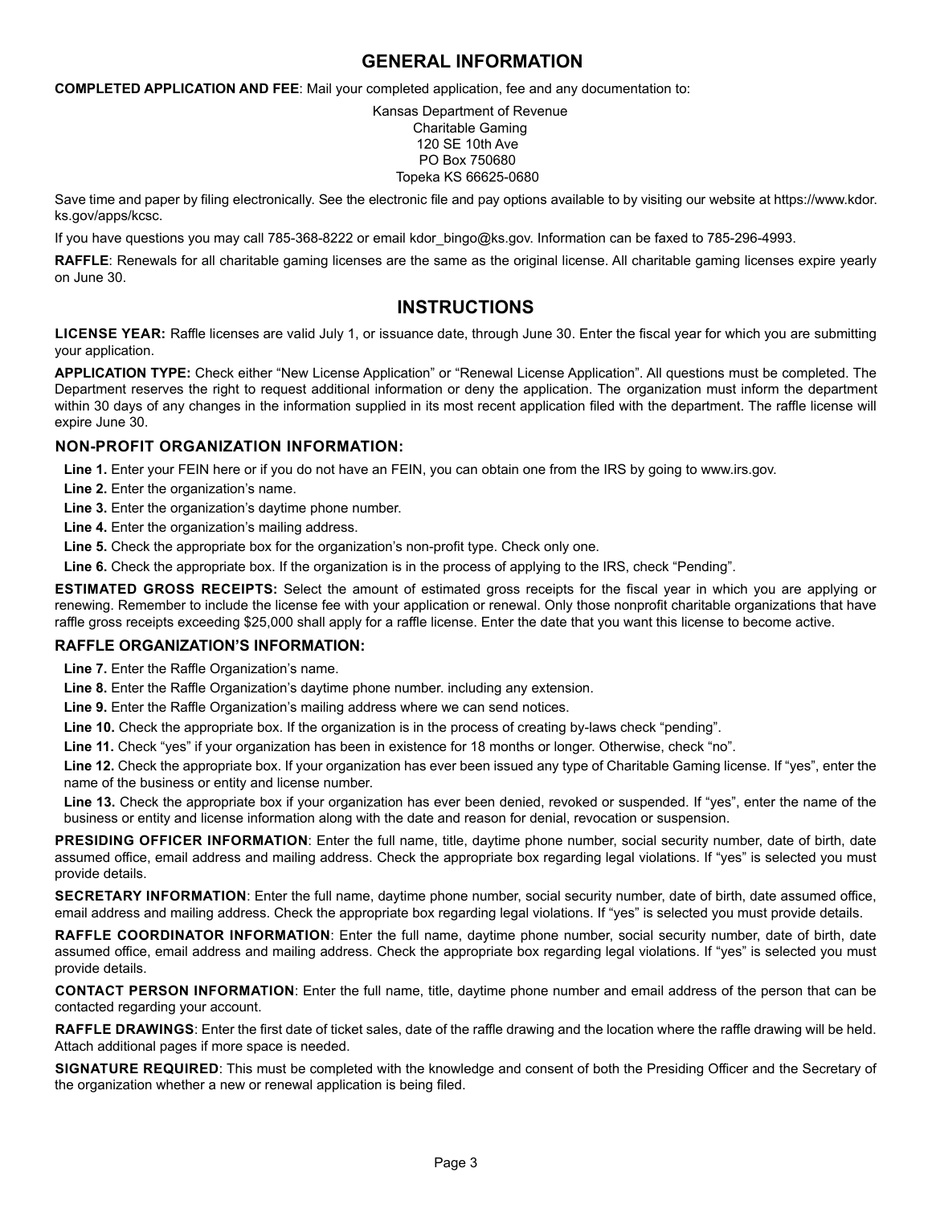## GENERAL INFORMATION

**COMPLETED APPLICATION AND FEE**: Mail your completed application, fee and any documentation to:

Kansas Department of Revenue
Charitable Gaming
120 SE 10th Ave
PO Box 750680
Topeka KS 66625-0680

Save time and paper by filing electronically. See the electronic file and pay options available to by visiting our website at https://www.kdor.ks.gov/apps/kcsc.

If you have questions you may call 785-368-8222 or email kdor_bingo@ks.gov. Information can be faxed to 785-296-4993.

**RAFFLE**: Renewals for all charitable gaming licenses are the same as the original license. All charitable gaming licenses expire yearly on June 30.

## INSTRUCTIONS

**LICENSE YEAR:** Raffle licenses are valid July 1, or issuance date, through June 30. Enter the fiscal year for which you are submitting your application.

**APPLICATION TYPE:** Check either “New License Application” or “Renewal License Application”. All questions must be completed. The Department reserves the right to request additional information or deny the application. The organization must inform the department within 30 days of any changes in the information supplied in its most recent application filed with the department. The raffle license will expire June 30.

### NON-PROFIT ORGANIZATION INFORMATION:

**Line 1.** Enter your FEIN here or if you do not have an FEIN, you can obtain one from the IRS by going to www.irs.gov.

**Line 2.** Enter the organization’s name.

**Line 3.** Enter the organization’s daytime phone number.

**Line 4.** Enter the organization’s mailing address.

**Line 5.** Check the appropriate box for the organization’s non-profit type. Check only one.

**Line 6.** Check the appropriate box. If the organization is in the process of applying to the IRS, check “Pending”.

**ESTIMATED GROSS RECEIPTS:** Select the amount of estimated gross receipts for the fiscal year in which you are applying or renewing. Remember to include the license fee with your application or renewal. Only those nonprofit charitable organizations that have raffle gross receipts exceeding $25,000 shall apply for a raffle license. Enter the date that you want this license to become active.

### RAFFLE ORGANIZATION’S INFORMATION:

**Line 7.** Enter the Raffle Organization’s name.

**Line 8.** Enter the Raffle Organization’s daytime phone number. including any extension.

**Line 9.** Enter the Raffle Organization’s mailing address where we can send notices.

**Line 10.** Check the appropriate box. If the organization is in the process of creating by-laws check “pending”.

**Line 11.** Check “yes” if your organization has been in existence for 18 months or longer. Otherwise, check “no”.

**Line 12.** Check the appropriate box. If your organization has ever been issued any type of Charitable Gaming license. If “yes”, enter the name of the business or entity and license number.

**Line 13.** Check the appropriate box if your organization has ever been denied, revoked or suspended. If “yes”, enter the name of the business or entity and license information along with the date and reason for denial, revocation or suspension.

**PRESIDING OFFICER INFORMATION**: Enter the full name, title, daytime phone number, social security number, date of birth, date assumed office, email address and mailing address. Check the appropriate box regarding legal violations. If “yes” is selected you must provide details.

**SECRETARY INFORMATION**: Enter the full name, daytime phone number, social security number, date of birth, date assumed office, email address and mailing address. Check the appropriate box regarding legal violations. If “yes” is selected you must provide details.

**RAFFLE COORDINATOR INFORMATION**: Enter the full name, daytime phone number, social security number, date of birth, date assumed office, email address and mailing address. Check the appropriate box regarding legal violations. If “yes” is selected you must provide details.

**CONTACT PERSON INFORMATION**: Enter the full name, title, daytime phone number and email address of the person that can be contacted regarding your account.

**RAFFLE DRAWINGS**: Enter the first date of ticket sales, date of the raffle drawing and the location where the raffle drawing will be held. Attach additional pages if more space is needed.

**SIGNATURE REQUIRED**: This must be completed with the knowledge and consent of both the Presiding Officer and the Secretary of the organization whether a new or renewal application is being filed.